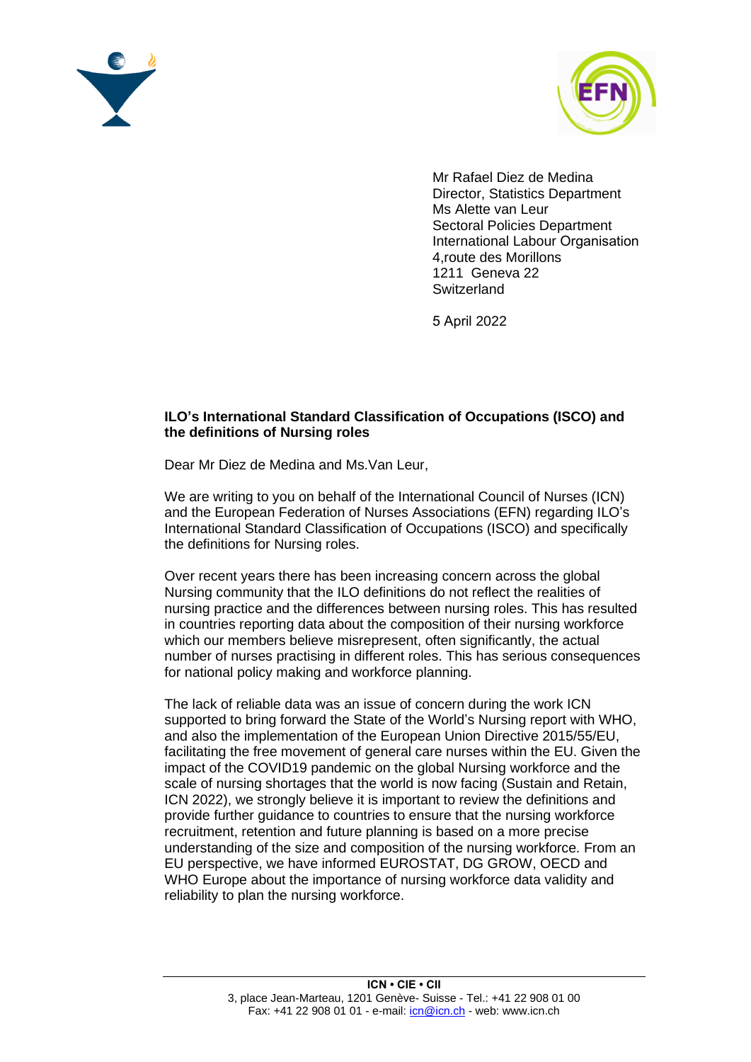Mr Rafael Diez de Medina
Director, Statistics Department
Ms Alette van Leur
Sectoral Policies Department
International Labour Organisation
4,route des Morillons
1211 Geneva 22
Switzerland

5 April 2022

**ILO's International Standard Classification of Occupations (ISCO) and the definitions of Nursing roles**

Dear Mr Diez de Medina and Ms.Van Leur,

We are writing to you on behalf of the International Council of Nurses (ICN) and the European Federation of Nurses Associations (EFN) regarding ILO's International Standard Classification of Occupations (ISCO) and specifically the definitions for Nursing roles.

Over recent years there has been increasing concern across the global Nursing community that the ILO definitions do not reflect the realities of nursing practice and the differences between nursing roles. This has resulted in countries reporting data about the composition of their nursing workforce which our members believe misrepresent, often significantly, the actual number of nurses practising in different roles. This has serious consequences for national policy making and workforce planning.

The lack of reliable data was an issue of concern during the work ICN supported to bring forward the State of the World's Nursing report with WHO, and also the implementation of the European Union Directive 2015/55/EU, facilitating the free movement of general care nurses within the EU. Given the impact of the COVID19 pandemic on the global Nursing workforce and the scale of nursing shortages that the world is now facing (Sustain and Retain, ICN 2022), we strongly believe it is important to review the definitions and provide further guidance to countries to ensure that the nursing workforce recruitment, retention and future planning is based on a more precise understanding of the size and composition of the nursing workforce. From an EU perspective, we have informed EUROSTAT, DG GROW, OECD and WHO Europe about the importance of nursing workforce data validity and reliability to plan the nursing workforce.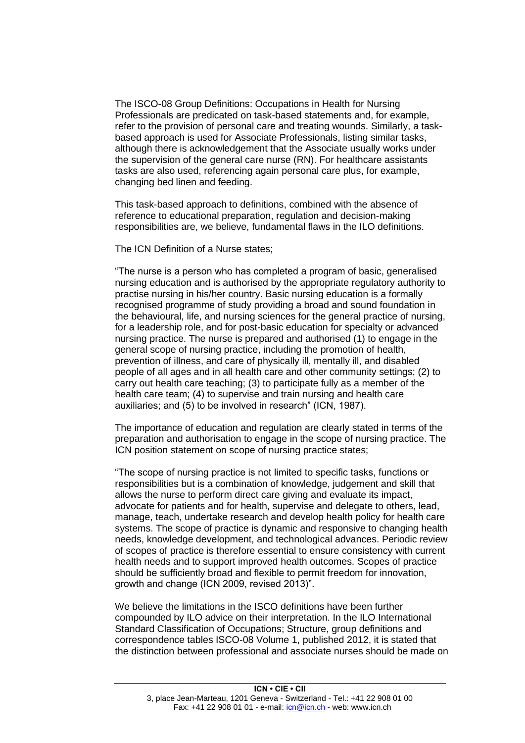The ISCO-08 Group Definitions: Occupations in Health for Nursing Professionals are predicated on task-based statements and, for example, refer to the provision of personal care and treating wounds. Similarly, a task-based approach is used for Associate Professionals, listing similar tasks, although there is acknowledgement that the Associate usually works under the supervision of the general care nurse (RN). For healthcare assistants tasks are also used, referencing again personal care plus, for example, changing bed linen and feeding.

This task-based approach to definitions, combined with the absence of reference to educational preparation, regulation and decision-making responsibilities are, we believe, fundamental flaws in the ILO definitions.

The ICN Definition of a Nurse states;

"The nurse is a person who has completed a program of basic, generalised nursing education and is authorised by the appropriate regulatory authority to practise nursing in his/her country. Basic nursing education is a formally recognised programme of study providing a broad and sound foundation in the behavioural, life, and nursing sciences for the general practice of nursing, for a leadership role, and for post-basic education for specialty or advanced nursing practice. The nurse is prepared and authorised (1) to engage in the general scope of nursing practice, including the promotion of health, prevention of illness, and care of physically ill, mentally ill, and disabled people of all ages and in all health care and other community settings; (2) to carry out health care teaching; (3) to participate fully as a member of the health care team; (4) to supervise and train nursing and health care auxiliaries; and (5) to be involved in research" (ICN, 1987).

The importance of education and regulation are clearly stated in terms of the preparation and authorisation to engage in the scope of nursing practice. The ICN position statement on scope of nursing practice states;

"The scope of nursing practice is not limited to specific tasks, functions or responsibilities but is a combination of knowledge, judgement and skill that allows the nurse to perform direct care giving and evaluate its impact, advocate for patients and for health, supervise and delegate to others, lead, manage, teach, undertake research and develop health policy for health care systems. The scope of practice is dynamic and responsive to changing health needs, knowledge development, and technological advances. Periodic review of scopes of practice is therefore essential to ensure consistency with current health needs and to support improved health outcomes. Scopes of practice should be sufficiently broad and flexible to permit freedom for innovation, growth and change (ICN 2009, revised 2013)".

We believe the limitations in the ISCO definitions have been further compounded by ILO advice on their interpretation. In the ILO International Standard Classification of Occupations; Structure, group definitions and correspondence tables ISCO-08 Volume 1, published 2012, it is stated that the distinction between professional and associate nurses should be made on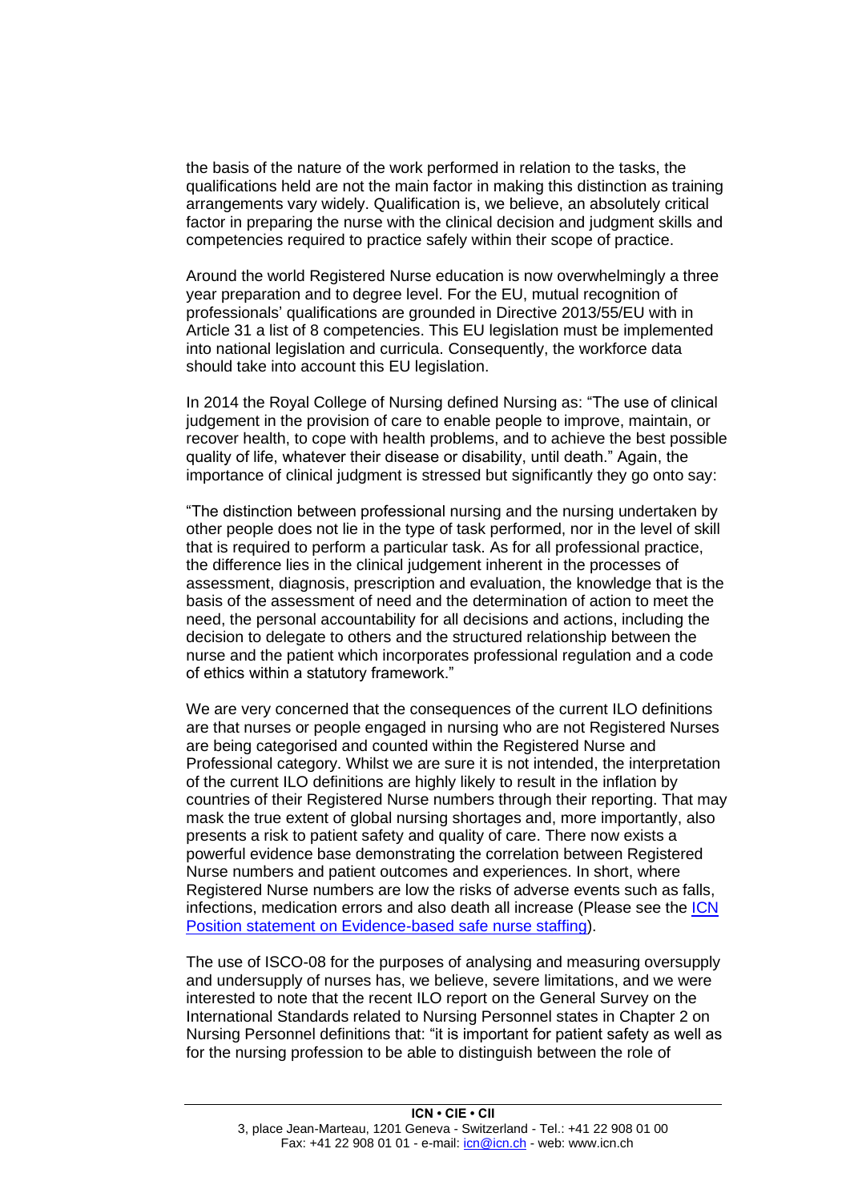the basis of the nature of the work performed in relation to the tasks, the qualifications held are not the main factor in making this distinction as training arrangements vary widely. Qualification is, we believe, an absolutely critical factor in preparing the nurse with the clinical decision and judgment skills and competencies required to practice safely within their scope of practice.

Around the world Registered Nurse education is now overwhelmingly a three year preparation and to degree level. For the EU, mutual recognition of professionals' qualifications are grounded in Directive 2013/55/EU with in Article 31 a list of 8 competencies. This EU legislation must be implemented into national legislation and curricula. Consequently, the workforce data should take into account this EU legislation.

In 2014 the Royal College of Nursing defined Nursing as: "The use of clinical judgement in the provision of care to enable people to improve, maintain, or recover health, to cope with health problems, and to achieve the best possible quality of life, whatever their disease or disability, until death." Again, the importance of clinical judgment is stressed but significantly they go onto say:

"The distinction between professional nursing and the nursing undertaken by other people does not lie in the type of task performed, nor in the level of skill that is required to perform a particular task. As for all professional practice, the difference lies in the clinical judgement inherent in the processes of assessment, diagnosis, prescription and evaluation, the knowledge that is the basis of the assessment of need and the determination of action to meet the need, the personal accountability for all decisions and actions, including the decision to delegate to others and the structured relationship between the nurse and the patient which incorporates professional regulation and a code of ethics within a statutory framework."

We are very concerned that the consequences of the current ILO definitions are that nurses or people engaged in nursing who are not Registered Nurses are being categorised and counted within the Registered Nurse and Professional category. Whilst we are sure it is not intended, the interpretation of the current ILO definitions are highly likely to result in the inflation by countries of their Registered Nurse numbers through their reporting. That may mask the true extent of global nursing shortages and, more importantly, also presents a risk to patient safety and quality of care. There now exists a powerful evidence base demonstrating the correlation between Registered Nurse numbers and patient outcomes and experiences. In short, where Registered Nurse numbers are low the risks of adverse events such as falls, infections, medication errors and also death all increase (Please see the ICN Position statement on Evidence-based safe nurse staffing).

The use of ISCO-08 for the purposes of analysing and measuring oversupply and undersupply of nurses has, we believe, severe limitations, and we were interested to note that the recent ILO report on the General Survey on the International Standards related to Nursing Personnel states in Chapter 2 on Nursing Personnel definitions that: "it is important for patient safety as well as for the nursing profession to be able to distinguish between the role of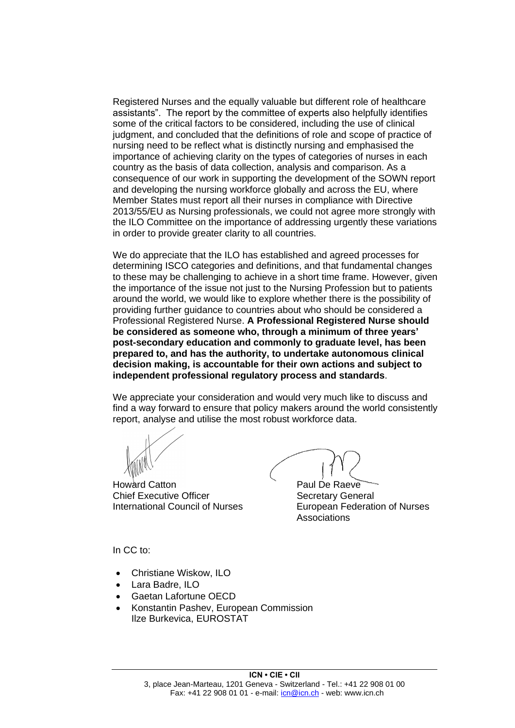Registered Nurses and the equally valuable but different role of healthcare assistants". The report by the committee of experts also helpfully identifies some of the critical factors to be considered, including the use of clinical judgment, and concluded that the definitions of role and scope of practice of nursing need to be reflect what is distinctly nursing and emphasised the importance of achieving clarity on the types of categories of nurses in each country as the basis of data collection, analysis and comparison. As a consequence of our work in supporting the development of the SOWN report and developing the nursing workforce globally and across the EU, where Member States must report all their nurses in compliance with Directive 2013/55/EU as Nursing professionals, we could not agree more strongly with the ILO Committee on the importance of addressing urgently these variations in order to provide greater clarity to all countries.

We do appreciate that the ILO has established and agreed processes for determining ISCO categories and definitions, and that fundamental changes to these may be challenging to achieve in a short time frame. However, given the importance of the issue not just to the Nursing Profession but to patients around the world, we would like to explore whether there is the possibility of providing further guidance to countries about who should be considered a Professional Registered Nurse. **A Professional Registered Nurse should be considered as someone who, through a minimum of three years' post-secondary education and commonly to graduate level, has been prepared to, and has the authority, to undertake autonomous clinical decision making, is accountable for their own actions and subject to independent professional regulatory process and standards**.

We appreciate your consideration and would very much like to discuss and find a way forward to ensure that policy makers around the world consistently report, analyse and utilise the most robust workforce data.

Howard Catton
Chief Executive Officer
International Council of Nurses

Paul De Raeve
Secretary General
European Federation of Nurses Associations

In CC to:

- Christiane Wiskow, ILO
- Lara Badre, ILO
- Gaetan Lafortune OECD
- Konstantin Pashev, European Commission
  Ilze Burkevica, EUROSTAT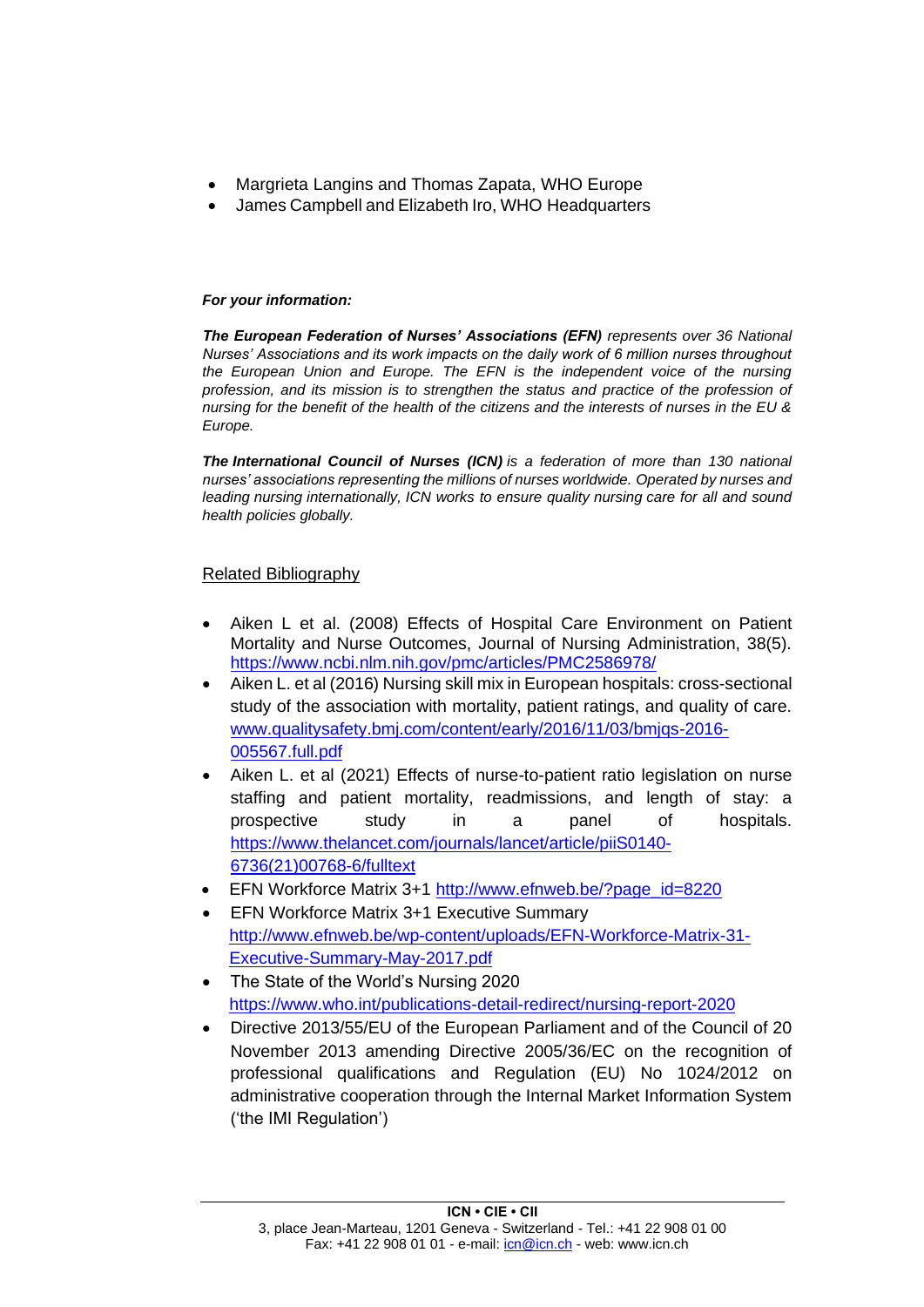- Margrieta Langins and Thomas Zapata, WHO Europe
- James Campbell and Elizabeth Iro, WHO Headquarters

***For your information:***

***The European Federation of Nurses' Associations (EFN)*** *represents over 36 National Nurses' Associations and its work impacts on the daily work of 6 million nurses throughout the European Union and Europe. The EFN is the independent voice of the nursing profession, and its mission is to strengthen the status and practice of the profession of nursing for the benefit of the health of the citizens and the interests of nurses in the EU & Europe.*

***The International Council of Nurses (ICN)*** *is a federation of more than 130 national nurses' associations representing the millions of nurses worldwide. Operated by nurses and leading nursing internationally, ICN works to ensure quality nursing care for all and sound health policies globally.*

Related Bibliography

- Aiken L et al. (2008) Effects of Hospital Care Environment on Patient Mortality and Nurse Outcomes, Journal of Nursing Administration, 38(5). https://www.ncbi.nlm.nih.gov/pmc/articles/PMC2586978/
- Aiken L. et al (2016) Nursing skill mix in European hospitals: cross-sectional study of the association with mortality, patient ratings, and quality of care. www.qualitysafety.bmj.com/content/early/2016/11/03/bmjqs-2016-005567.full.pdf
- Aiken L. et al (2021) Effects of nurse-to-patient ratio legislation on nurse staffing and patient mortality, readmissions, and length of stay: a prospective study in a panel of hospitals. https://www.thelancet.com/journals/lancet/article/piiS0140-6736(21)00768-6/fulltext
- EFN Workforce Matrix 3+1 http://www.efnweb.be/?page_id=8220
- EFN Workforce Matrix 3+1 Executive Summary http://www.efnweb.be/wp-content/uploads/EFN-Workforce-Matrix-31-Executive-Summary-May-2017.pdf
- The State of the World's Nursing 2020 https://www.who.int/publications-detail-redirect/nursing-report-2020
- Directive 2013/55/EU of the European Parliament and of the Council of 20 November 2013 amending Directive 2005/36/EC on the recognition of professional qualifications and Regulation (EU) No 1024/2012 on administrative cooperation through the Internal Market Information System ('the IMI Regulation')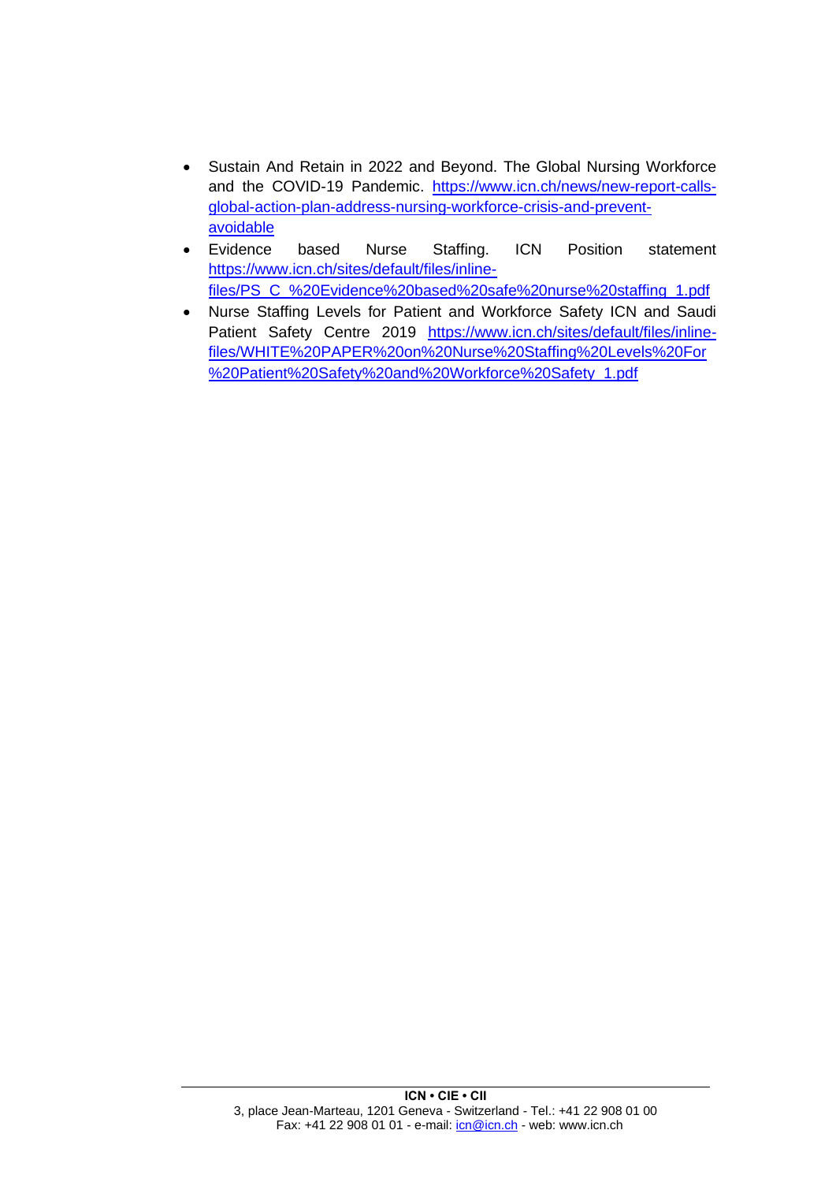- Sustain And Retain in 2022 and Beyond. The Global Nursing Workforce and the COVID-19 Pandemic. https://www.icn.ch/news/new-report-calls-global-action-plan-address-nursing-workforce-crisis-and-prevent-avoidable
- Evidence based Nurse Staffing. ICN Position statement https://www.icn.ch/sites/default/files/inline-files/PS_C_%20Evidence%20based%20safe%20nurse%20staffing_1.pdf
- Nurse Staffing Levels for Patient and Workforce Safety ICN and Saudi Patient Safety Centre 2019 https://www.icn.ch/sites/default/files/inline-files/WHITE%20PAPER%20on%20Nurse%20Staffing%20Levels%20For%20Patient%20Safety%20and%20Workforce%20Safety_1.pdf